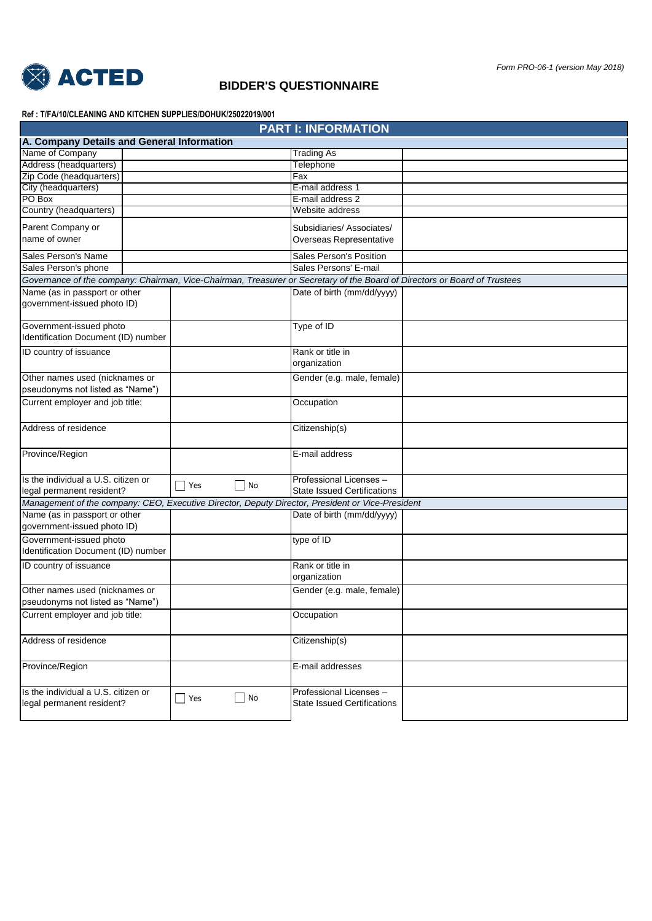ACTED

*Form PRO-06-1 (version May 2018)*

# BIDDER'S QUESTIONNAIRE

**Ref : T/FA/10/CLEANING AND KITCHEN SUPPLIES/DOHUK/25022019/001**

## PART I: INFORMATION

### A. Company Details and General Information

| | | | |
|---|---|---|---|
| Name of Company | | Trading As | |
| Address (headquarters) | | Telephone | |
| Zip Code (headquarters) | | Fax | |
| City (headquarters) | | E-mail address 1 | |
| PO Box | | E-mail address 2 | |
| Country (headquarters) | | Website address | |
| Parent Company or name of owner | | Subsidiaries/ Associates/ Overseas Representative | |
| Sales Person's Name | | Sales Person's Position | |
| Sales Person's phone | | Sales Persons' E-mail | |

*Governance of the company: Chairman, Vice-Chairman, Treasurer or Secretary of the Board of Directors or Board of Trustees*

| | | | |
|---|---|---|---|
| Name (as in passport or other government-issued photo ID) | | Date of birth (mm/dd/yyyy) | |
| Government-issued photo Identification Document (ID) number | | Type of ID | |
| ID country of issuance | | Rank or title in organization | |
| Other names used (nicknames or pseudonyms not listed as "Name") | | Gender (e.g. male, female) | |
| Current employer and job title: | | Occupation | |
| Address of residence | | Citizenship(s) | |
| Province/Region | | E-mail address | |
| Is the individual a U.S. citizen or legal permanent resident? | ☐ Yes ☐ No | Professional Licenses – State Issued Certifications | |

*Management of the company: CEO, Executive Director, Deputy Director, President or Vice-President*

| | | | |
|---|---|---|---|
| Name (as in passport or other government-issued photo ID) | | Date of birth (mm/dd/yyyy) | |
| Government-issued photo Identification Document (ID) number | | type of ID | |
| ID country of issuance | | Rank or title in organization | |
| Other names used (nicknames or pseudonyms not listed as "Name") | | Gender (e.g. male, female) | |
| Current employer and job title: | | Occupation | |
| Address of residence | | Citizenship(s) | |
| Province/Region | | E-mail addresses | |
| Is the individual a U.S. citizen or legal permanent resident? | ☐ Yes ☐ No | Professional Licenses – State Issued Certifications | |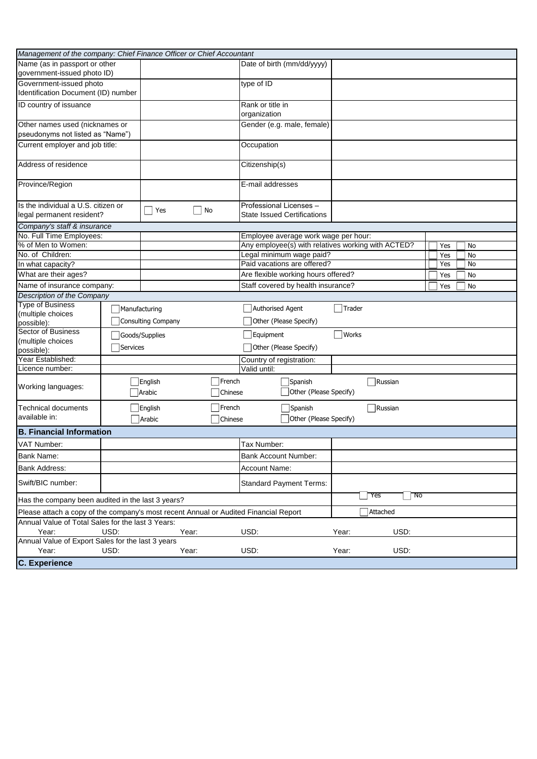| *Management of the company: Chief Finance Officer or Chief Accountant* | | | |
|---|---|---|---|
| Name (as in passport or other government-issued photo ID) | | Date of birth (mm/dd/yyyy) | |
| Government-issued photo Identification Document (ID) number | | type of ID | |
| ID country of issuance | | Rank or title in organization | |
| Other names used (nicknames or pseudonyms not listed as "Name") | | Gender (e.g. male, female) | |
| Current employer and job title: | | Occupation | |
| Address of residence | | Citizenship(s) | |
| Province/Region | | E-mail addresses | |
| Is the individual a U.S. citizen or legal permanent resident? | ☐ Yes ☐ No | Professional Licenses – State Issued Certifications | |

| *Company's staff & insurance* | | | |
|---|---|---|---|
| No. Full Time Employees: | | Employee average work wage per hour: | |
| % of Men to Women: | | Any employee(s) with relatives working with ACTED? | ☐ Yes ☐ No |
| No. of Children: | | Legal minimum wage paid? | ☐ Yes ☐ No |
| In what capacity? | | Paid vacations are offered? | ☐ Yes ☐ No |
| What are their ages? | | Are flexible working hours offered? | ☐ Yes ☐ No |
| Name of insurance company: | | Staff covered by health insurance? | ☐ Yes ☐ No |

| *Description of the Company* | | | |
|---|---|---|---|
| Type of Business (multiple choices possible): | ☐ Manufacturing<br>☐ Consulting Company | ☐ Authorised Agent<br>☐ Other (Please Specify) | ☐ Trader |
| Sector of Business (multiple choices possible): | ☐ Goods/Supplies<br>☐ Services | ☐ Equipment<br>☐ Other (Please Specify) | ☐ Works |
| Year Established: | | Country of registration: | |
| Licence number: | | Valid until: | |
| Working languages: | ☐ English ☐ French ☐ Spanish ☐ Russian<br>☐ Arabic ☐ Chinese ☐ Other (Please Specify) | | |
| Technical documents available in: | ☐ English ☐ French ☐ Spanish ☐ Russian<br>☐ Arabic ☐ Chinese ☐ Other (Please Specify) | | |

## B. Financial Information

| | | | |
|---|---|---|---|
| VAT Number: | | Tax Number: | |
| Bank Name: | | Bank Account Number: | |
| Bank Address: | | Account Name: | |
| Swift/BIC number: | | Standard Payment Terms: | |
| Has the company been audited in the last 3 years? | | | ☐ Yes ☐ No |
| Please attach a copy of the company's most recent Annual or Audited Financial Report | | | ☐ Attached |

Annual Value of Total Sales for the last 3 Years:

Year: USD: Year: USD: Year: USD:

Annual Value of Export Sales for the last 3 years

Year: USD: Year: USD: Year: USD:

## C. Experience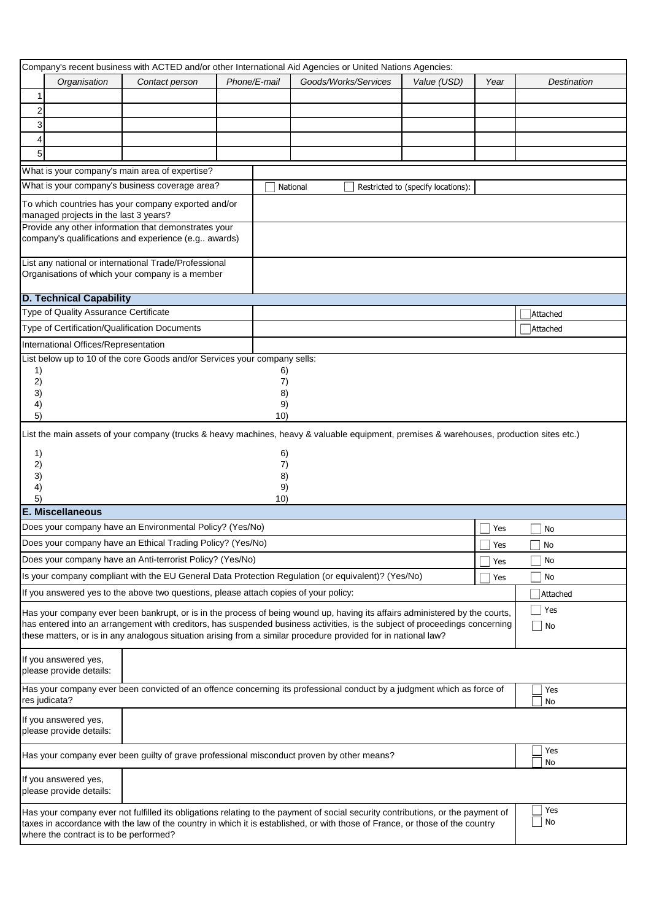Company's recent business with ACTED and/or other International Aid Agencies or United Nations Agencies:

| | *Organisation* | *Contact person* | *Phone/E-mail* | *Goods/Works/Services* | *Value (USD)* | *Year* | *Destination* |
|---|---|---|---|---|---|---|---|
| 1 | | | | | | | |
| 2 | | | | | | | |
| 3 | | | | | | | |
| 4 | | | | | | | |
| 5 | | | | | | | |

| | |
|---|---|
| What is your company's main area of expertise? | |
| What is your company's business coverage area? | ☐ National ☐ Restricted to (specify locations): |
| To which countries has your company exported and/or managed projects in the last 3 years? | |
| Provide any other information that demonstrates your company's qualifications and experience (e.g.. awards) | |
| List any national or international Trade/Professional Organisations of which your company is a member | |

## D. Technical Capability

| | | |
|---|---|---|
| Type of Quality Assurance Certificate | | ☐ Attached |
| Type of Certification/Qualification Documents | | ☐ Attached |
| International Offices/Representation | | |

List below up to 10 of the core Goods and/or Services your company sells:

1) 6)
2) 7)
3) 8)
4) 9)
5) 10)

List the main assets of your company (trucks & heavy machines, heavy & valuable equipment, premises & warehouses, production sites etc.)

1) 6)
2) 7)
3) 8)
4) 9)
5) 10)

## E. Miscellaneous

| | | |
|---|---|---|
| Does your company have an Environmental Policy? (Yes/No) | ☐ Yes | ☐ No |
| Does your company have an Ethical Trading Policy? (Yes/No) | ☐ Yes | ☐ No |
| Does your company have an Anti-terrorist Policy? (Yes/No) | ☐ Yes | ☐ No |
| Is your company compliant with the EU General Data Protection Regulation (or equivalent)? (Yes/No) | ☐ Yes | ☐ No |
| If you answered yes to the above two questions, please attach copies of your policy: | | ☐ Attached |

Has your company ever been bankrupt, or is in the process of being wound up, having its affairs administered by the courts, has entered into an arrangement with creditors, has suspended business activities, is the subject of proceedings concerning these matters, or is in any analogous situation arising from a similar procedure provided for in national law? ☐ Yes ☐ No

If you answered yes, please provide details:

Has your company ever been convicted of an offence concerning its professional conduct by a judgment which as force of res judicata? ☐ Yes ☐ No

If you answered yes, please provide details:

Has your company ever been guilty of grave professional misconduct proven by other means? ☐ Yes ☐ No

If you answered yes, please provide details:

Has your company ever not fulfilled its obligations relating to the payment of social security contributions, or the payment of taxes in accordance with the law of the country in which it is established, or with those of France, or those of the country where the contract is to be performed? ☐ Yes ☐ No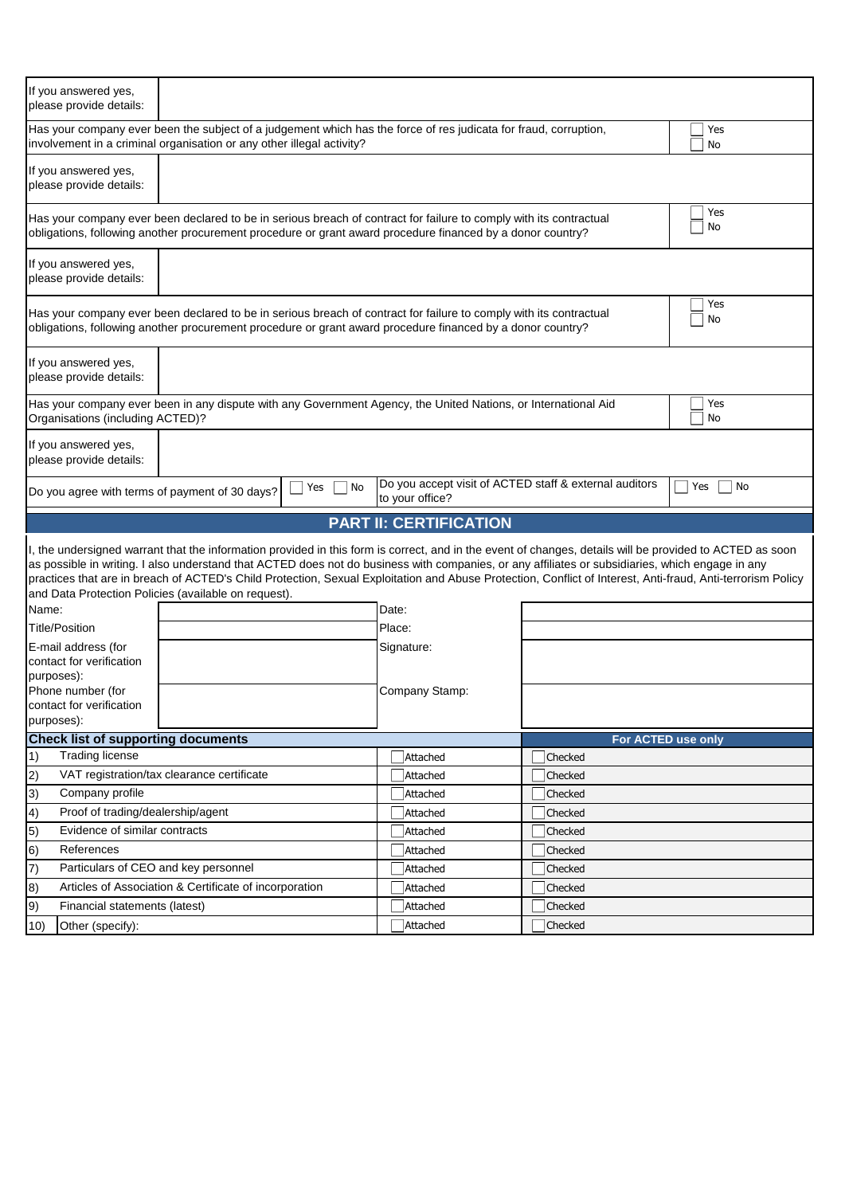| | | |
|---|---|---|
| If you answered yes, please provide details: | | |
| Has your company ever been the subject of a judgement which has the force of res judicata for fraud, corruption, involvement in a criminal organisation or any other illegal activity? | | ☐ Yes ☐ No |
| If you answered yes, please provide details: | | |
| Has your company ever been declared to be in serious breach of contract for failure to comply with its contractual obligations, following another procurement procedure or grant award procedure financed by a donor country? | | ☐ Yes ☐ No |
| If you answered yes, please provide details: | | |
| Has your company ever been declared to be in serious breach of contract for failure to comply with its contractual obligations, following another procurement procedure or grant award procedure financed by a donor country? | | ☐ Yes ☐ No |
| If you answered yes, please provide details: | | |
| Has your company ever been in any dispute with any Government Agency, the United Nations, or International Aid Organisations (including ACTED)? | | ☐ Yes ☐ No |
| If you answered yes, please provide details: | | |

| | | | |
|---|---|---|---|
| Do you agree with terms of payment of 30 days? | ☐ Yes ☐ No | Do you accept visit of ACTED staff & external auditors to your office? | ☐ Yes ☐ No |

## PART II: CERTIFICATION

I, the undersigned warrant that the information provided in this form is correct, and in the event of changes, details will be provided to ACTED as soon as possible in writing. I also understand that ACTED does not do business with companies, or any affiliates or subsidiaries, which engage in any practices that are in breach of ACTED's Child Protection, Sexual Exploitation and Abuse Protection, Conflict of Interest, Anti-fraud, Anti-terrorism Policy and Data Protection Policies (available on request).

| | | | |
|---|---|---|---|
| Name: | | Date: | |
| Title/Position | | Place: | |
| E-mail address (for contact for verification purposes): | | Signature: | |
| Phone number (for contact for verification purposes): | | Company Stamp: | |

| Check list of supporting documents | | | For ACTED use only |
|---|---|---|---|
| 1) | Trading license | ☐ Attached | ☐ Checked |
| 2) | VAT registration/tax clearance certificate | ☐ Attached | ☐ Checked |
| 3) | Company profile | ☐ Attached | ☐ Checked |
| 4) | Proof of trading/dealership/agent | ☐ Attached | ☐ Checked |
| 5) | Evidence of similar contracts | ☐ Attached | ☐ Checked |
| 6) | References | ☐ Attached | ☐ Checked |
| 7) | Particulars of CEO and key personnel | ☐ Attached | ☐ Checked |
| 8) | Articles of Association & Certificate of incorporation | ☐ Attached | ☐ Checked |
| 9) | Financial statements (latest) | ☐ Attached | ☐ Checked |
| 10) | Other (specify): | ☐ Attached | ☐ Checked |